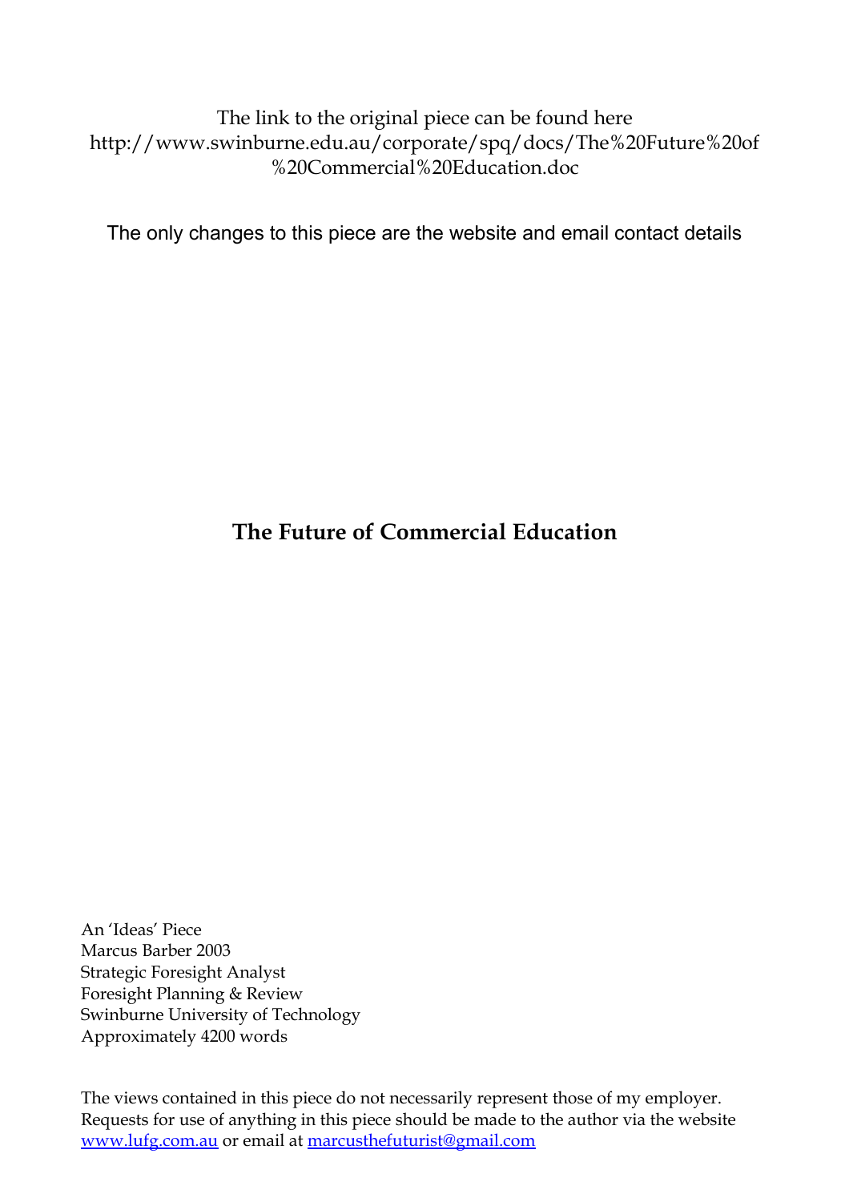The link to the original piece can be found here http://www.swinburne.edu.au/corporate/spq/docs/The%20Future%20of%20Commercial%20Education.doc

The only changes to this piece are the website and email contact details

# The Future of Commercial Education

An 'Ideas' Piece
Marcus Barber 2003
Strategic Foresight Analyst
Foresight Planning & Review
Swinburne University of Technology
Approximately 4200 words

The views contained in this piece do not necessarily represent those of my employer. Requests for use of anything in this piece should be made to the author via the website [www.lufg.com.au](http://www.lufg.com.au) or email at [marcusthefuturist@gmail.com](mailto:marcusthefuturist@gmail.com)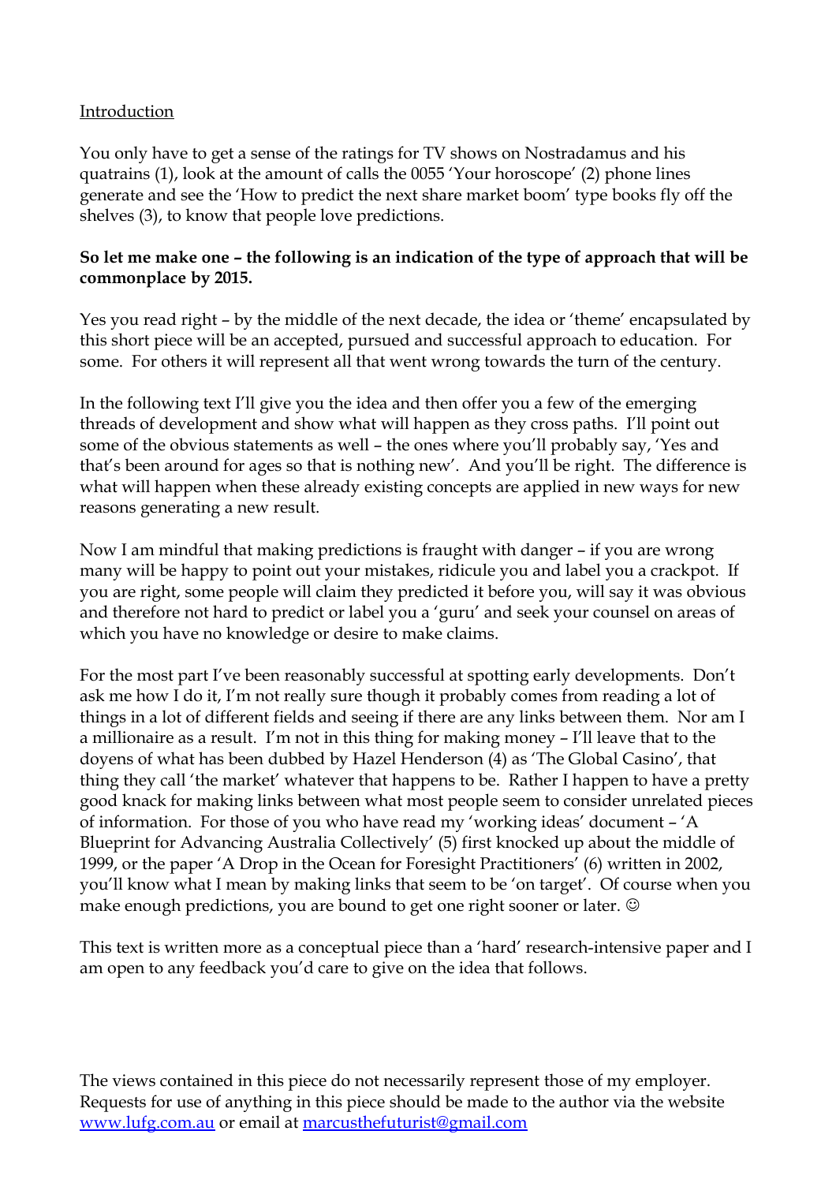Introduction

You only have to get a sense of the ratings for TV shows on Nostradamus and his quatrains (1), look at the amount of calls the 0055 'Your horoscope' (2) phone lines generate and see the 'How to predict the next share market boom' type books fly off the shelves (3), to know that people love predictions.

**So let me make one – the following is an indication of the type of approach that will be commonplace by 2015.**

Yes you read right – by the middle of the next decade, the idea or 'theme' encapsulated by this short piece will be an accepted, pursued and successful approach to education. For some. For others it will represent all that went wrong towards the turn of the century.

In the following text I'll give you the idea and then offer you a few of the emerging threads of development and show what will happen as they cross paths. I'll point out some of the obvious statements as well – the ones where you'll probably say, 'Yes and that's been around for ages so that is nothing new'. And you'll be right. The difference is what will happen when these already existing concepts are applied in new ways for new reasons generating a new result.

Now I am mindful that making predictions is fraught with danger – if you are wrong many will be happy to point out your mistakes, ridicule you and label you a crackpot. If you are right, some people will claim they predicted it before you, will say it was obvious and therefore not hard to predict or label you a 'guru' and seek your counsel on areas of which you have no knowledge or desire to make claims.

For the most part I've been reasonably successful at spotting early developments. Don't ask me how I do it, I'm not really sure though it probably comes from reading a lot of things in a lot of different fields and seeing if there are any links between them. Nor am I a millionaire as a result. I'm not in this thing for making money – I'll leave that to the doyens of what has been dubbed by Hazel Henderson (4) as 'The Global Casino', that thing they call 'the market' whatever that happens to be. Rather I happen to have a pretty good knack for making links between what most people seem to consider unrelated pieces of information. For those of you who have read my 'working ideas' document – 'A Blueprint for Advancing Australia Collectively' (5) first knocked up about the middle of 1999, or the paper 'A Drop in the Ocean for Foresight Practitioners' (6) written in 2002, you'll know what I mean by making links that seem to be 'on target'. Of course when you make enough predictions, you are bound to get one right sooner or later. ☺

This text is written more as a conceptual piece than a 'hard' research-intensive paper and I am open to any feedback you'd care to give on the idea that follows.

The views contained in this piece do not necessarily represent those of my employer. Requests for use of anything in this piece should be made to the author via the website [www.lufg.com.au](http://www.lufg.com.au) or email at [marcusthefuturist@gmail.com](mailto:marcusthefuturist@gmail.com)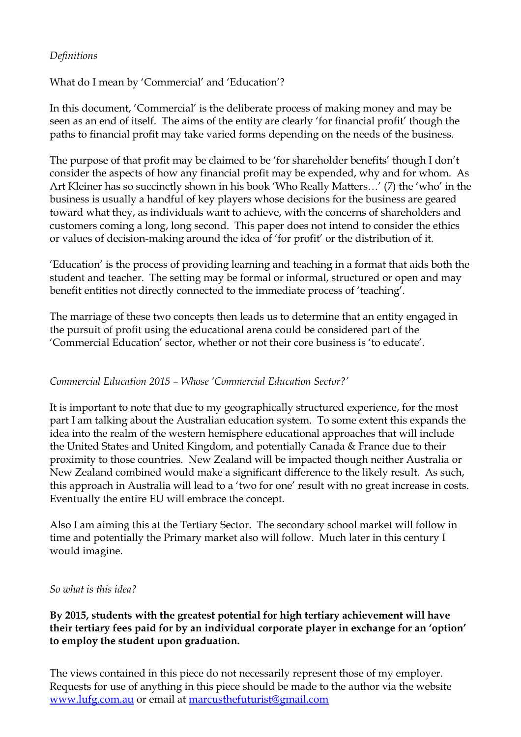*Definitions*

What do I mean by 'Commercial' and 'Education'?

In this document, 'Commercial' is the deliberate process of making money and may be seen as an end of itself. The aims of the entity are clearly 'for financial profit' though the paths to financial profit may take varied forms depending on the needs of the business.

The purpose of that profit may be claimed to be 'for shareholder benefits' though I don't consider the aspects of how any financial profit may be expended, why and for whom. As Art Kleiner has so succinctly shown in his book 'Who Really Matters…' (7) the 'who' in the business is usually a handful of key players whose decisions for the business are geared toward what they, as individuals want to achieve, with the concerns of shareholders and customers coming a long, long second. This paper does not intend to consider the ethics or values of decision-making around the idea of 'for profit' or the distribution of it.

'Education' is the process of providing learning and teaching in a format that aids both the student and teacher. The setting may be formal or informal, structured or open and may benefit entities not directly connected to the immediate process of 'teaching'.

The marriage of these two concepts then leads us to determine that an entity engaged in the pursuit of profit using the educational arena could be considered part of the 'Commercial Education' sector, whether or not their core business is 'to educate'.

*Commercial Education 2015 – Whose 'Commercial Education Sector?'*

It is important to note that due to my geographically structured experience, for the most part I am talking about the Australian education system. To some extent this expands the idea into the realm of the western hemisphere educational approaches that will include the United States and United Kingdom, and potentially Canada & France due to their proximity to those countries. New Zealand will be impacted though neither Australia or New Zealand combined would make a significant difference to the likely result. As such, this approach in Australia will lead to a 'two for one' result with no great increase in costs. Eventually the entire EU will embrace the concept.

Also I am aiming this at the Tertiary Sector. The secondary school market will follow in time and potentially the Primary market also will follow. Much later in this century I would imagine.

*So what is this idea?*

**By 2015, students with the greatest potential for high tertiary achievement will have their tertiary fees paid for by an individual corporate player in exchange for an 'option' to employ the student upon graduation.**

The views contained in this piece do not necessarily represent those of my employer. Requests for use of anything in this piece should be made to the author via the website [www.lufg.com.au](http://www.lufg.com.au) or email at [marcusthefuturist@gmail.com](mailto:marcusthefuturist@gmail.com)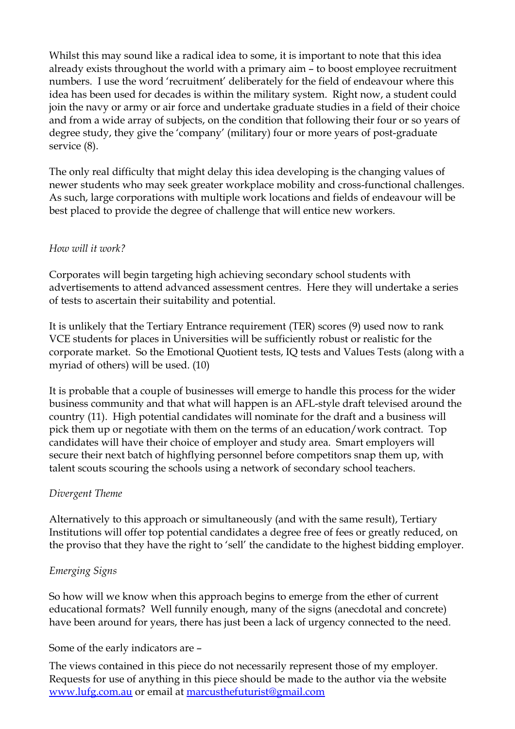Whilst this may sound like a radical idea to some, it is important to note that this idea already exists throughout the world with a primary aim – to boost employee recruitment numbers. I use the word 'recruitment' deliberately for the field of endeavour where this idea has been used for decades is within the military system. Right now, a student could join the navy or army or air force and undertake graduate studies in a field of their choice and from a wide array of subjects, on the condition that following their four or so years of degree study, they give the 'company' (military) four or more years of post-graduate service (8).

The only real difficulty that might delay this idea developing is the changing values of newer students who may seek greater workplace mobility and cross-functional challenges. As such, large corporations with multiple work locations and fields of endeavour will be best placed to provide the degree of challenge that will entice new workers.

*How will it work?*

Corporates will begin targeting high achieving secondary school students with advertisements to attend advanced assessment centres. Here they will undertake a series of tests to ascertain their suitability and potential.

It is unlikely that the Tertiary Entrance requirement (TER) scores (9) used now to rank VCE students for places in Universities will be sufficiently robust or realistic for the corporate market. So the Emotional Quotient tests, IQ tests and Values Tests (along with a myriad of others) will be used. (10)

It is probable that a couple of businesses will emerge to handle this process for the wider business community and that what will happen is an AFL-style draft televised around the country (11). High potential candidates will nominate for the draft and a business will pick them up or negotiate with them on the terms of an education/work contract. Top candidates will have their choice of employer and study area. Smart employers will secure their next batch of highflying personnel before competitors snap them up, with talent scouts scouring the schools using a network of secondary school teachers.

*Divergent Theme*

Alternatively to this approach or simultaneously (and with the same result), Tertiary Institutions will offer top potential candidates a degree free of fees or greatly reduced, on the proviso that they have the right to 'sell' the candidate to the highest bidding employer.

*Emerging Signs*

So how will we know when this approach begins to emerge from the ether of current educational formats? Well funnily enough, many of the signs (anecdotal and concrete) have been around for years, there has just been a lack of urgency connected to the need.

Some of the early indicators are –

The views contained in this piece do not necessarily represent those of my employer. Requests for use of anything in this piece should be made to the author via the website www.lufg.com.au or email at marcusthefuturist@gmail.com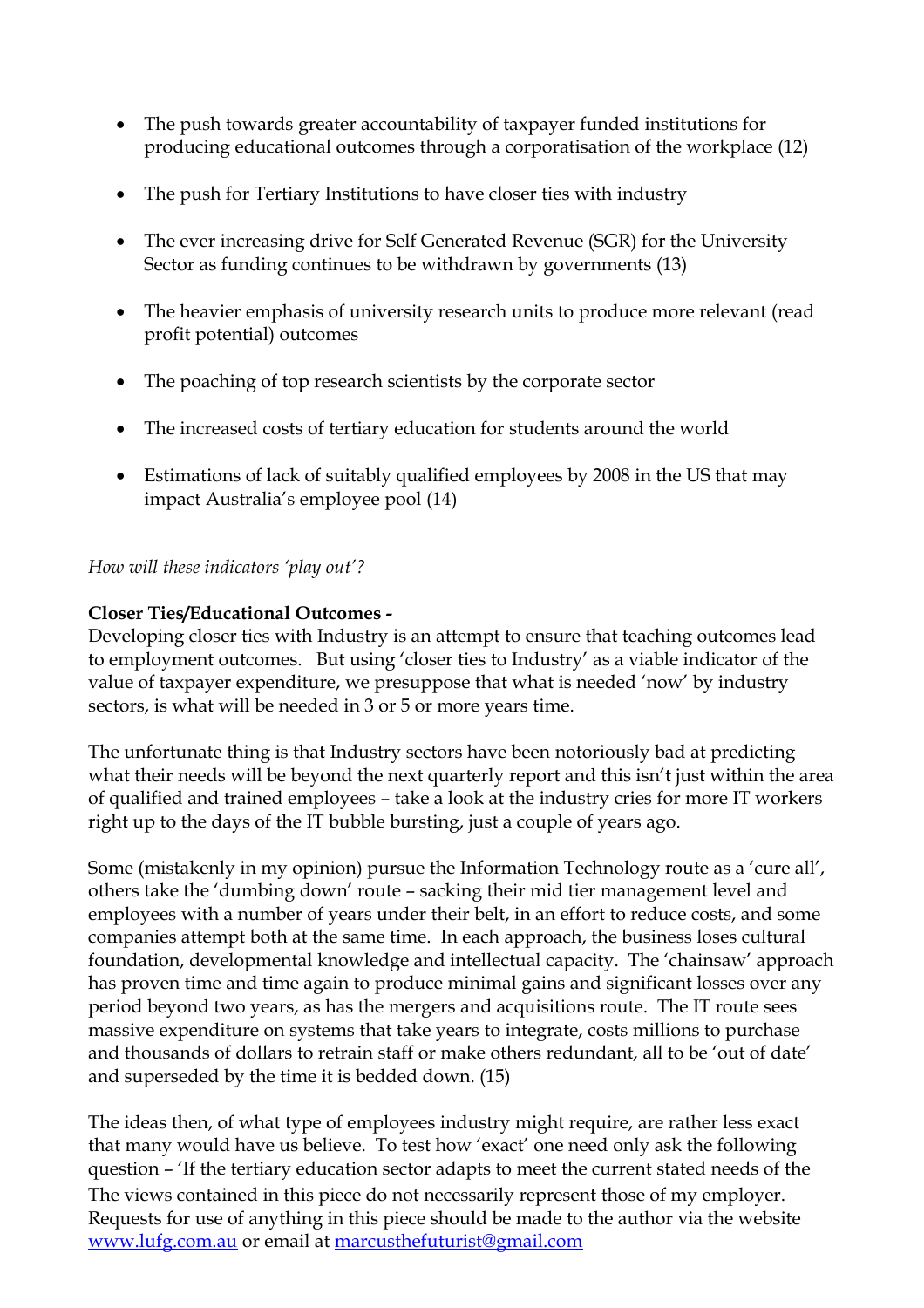- The push towards greater accountability of taxpayer funded institutions for producing educational outcomes through a corporatisation of the workplace (12)
- The push for Tertiary Institutions to have closer ties with industry
- The ever increasing drive for Self Generated Revenue (SGR) for the University Sector as funding continues to be withdrawn by governments (13)
- The heavier emphasis of university research units to produce more relevant (read profit potential) outcomes
- The poaching of top research scientists by the corporate sector
- The increased costs of tertiary education for students around the world
- Estimations of lack of suitably qualified employees by 2008 in the US that may impact Australia's employee pool (14)

*How will these indicators 'play out'?*

**Closer Ties/Educational Outcomes -**
Developing closer ties with Industry is an attempt to ensure that teaching outcomes lead to employment outcomes. But using 'closer ties to Industry' as a viable indicator of the value of taxpayer expenditure, we presuppose that what is needed 'now' by industry sectors, is what will be needed in 3 or 5 or more years time.

The unfortunate thing is that Industry sectors have been notoriously bad at predicting what their needs will be beyond the next quarterly report and this isn't just within the area of qualified and trained employees – take a look at the industry cries for more IT workers right up to the days of the IT bubble bursting, just a couple of years ago.

Some (mistakenly in my opinion) pursue the Information Technology route as a 'cure all', others take the 'dumbing down' route – sacking their mid tier management level and employees with a number of years under their belt, in an effort to reduce costs, and some companies attempt both at the same time. In each approach, the business loses cultural foundation, developmental knowledge and intellectual capacity. The 'chainsaw' approach has proven time and time again to produce minimal gains and significant losses over any period beyond two years, as has the mergers and acquisitions route. The IT route sees massive expenditure on systems that take years to integrate, costs millions to purchase and thousands of dollars to retrain staff or make others redundant, all to be 'out of date' and superseded by the time it is bedded down. (15)

The ideas then, of what type of employees industry might require, are rather less exact that many would have us believe. To test how 'exact' one need only ask the following question – 'If the tertiary education sector adapts to meet the current stated needs of the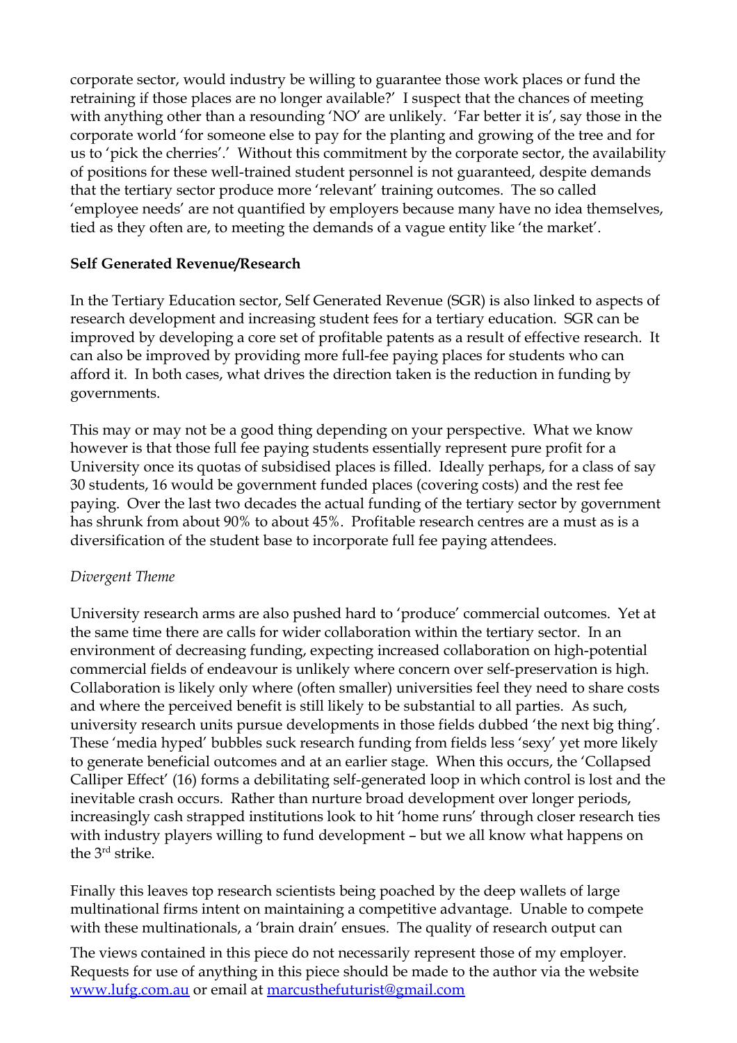corporate sector, would industry be willing to guarantee those work places or fund the retraining if those places are no longer available?' I suspect that the chances of meeting with anything other than a resounding 'NO' are unlikely. 'Far better it is', say those in the corporate world 'for someone else to pay for the planting and growing of the tree and for us to 'pick the cherries'.' Without this commitment by the corporate sector, the availability of positions for these well-trained student personnel is not guaranteed, despite demands that the tertiary sector produce more 'relevant' training outcomes. The so called 'employee needs' are not quantified by employers because many have no idea themselves, tied as they often are, to meeting the demands of a vague entity like 'the market'.

**Self Generated Revenue/Research**

In the Tertiary Education sector, Self Generated Revenue (SGR) is also linked to aspects of research development and increasing student fees for a tertiary education. SGR can be improved by developing a core set of profitable patents as a result of effective research. It can also be improved by providing more full-fee paying places for students who can afford it. In both cases, what drives the direction taken is the reduction in funding by governments.

This may or may not be a good thing depending on your perspective. What we know however is that those full fee paying students essentially represent pure profit for a University once its quotas of subsidised places is filled. Ideally perhaps, for a class of say 30 students, 16 would be government funded places (covering costs) and the rest fee paying. Over the last two decades the actual funding of the tertiary sector by government has shrunk from about 90% to about 45%. Profitable research centres are a must as is a diversification of the student base to incorporate full fee paying attendees.

*Divergent Theme*

University research arms are also pushed hard to 'produce' commercial outcomes. Yet at the same time there are calls for wider collaboration within the tertiary sector. In an environment of decreasing funding, expecting increased collaboration on high-potential commercial fields of endeavour is unlikely where concern over self-preservation is high. Collaboration is likely only where (often smaller) universities feel they need to share costs and where the perceived benefit is still likely to be substantial to all parties. As such, university research units pursue developments in those fields dubbed 'the next big thing'. These 'media hyped' bubbles suck research funding from fields less 'sexy' yet more likely to generate beneficial outcomes and at an earlier stage. When this occurs, the 'Collapsed Calliper Effect' (16) forms a debilitating self-generated loop in which control is lost and the inevitable crash occurs. Rather than nurture broad development over longer periods, increasingly cash strapped institutions look to hit 'home runs' through closer research ties with industry players willing to fund development – but we all know what happens on the 3rd strike.

Finally this leaves top research scientists being poached by the deep wallets of large multinational firms intent on maintaining a competitive advantage. Unable to compete with these multinationals, a 'brain drain' ensues. The quality of research output can

The views contained in this piece do not necessarily represent those of my employer. Requests for use of anything in this piece should be made to the author via the website [www.lufg.com.au](http://www.lufg.com.au) or email at [marcusthefuturist@gmail.com](mailto:marcusthefuturist@gmail.com)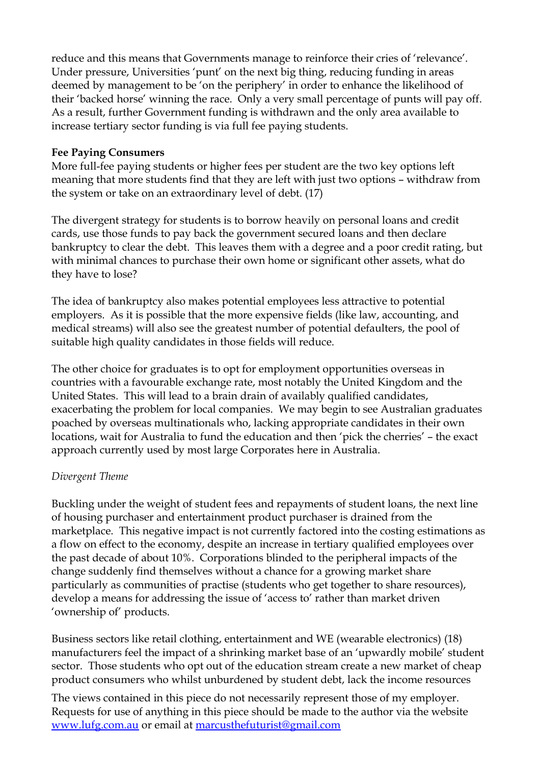reduce and this means that Governments manage to reinforce their cries of 'relevance'. Under pressure, Universities 'punt' on the next big thing, reducing funding in areas deemed by management to be 'on the periphery' in order to enhance the likelihood of their 'backed horse' winning the race. Only a very small percentage of punts will pay off. As a result, further Government funding is withdrawn and the only area available to increase tertiary sector funding is via full fee paying students.

**Fee Paying Consumers**

More full-fee paying students or higher fees per student are the two key options left meaning that more students find that they are left with just two options – withdraw from the system or take on an extraordinary level of debt. (17)

The divergent strategy for students is to borrow heavily on personal loans and credit cards, use those funds to pay back the government secured loans and then declare bankruptcy to clear the debt. This leaves them with a degree and a poor credit rating, but with minimal chances to purchase their own home or significant other assets, what do they have to lose?

The idea of bankruptcy also makes potential employees less attractive to potential employers. As it is possible that the more expensive fields (like law, accounting, and medical streams) will also see the greatest number of potential defaulters, the pool of suitable high quality candidates in those fields will reduce.

The other choice for graduates is to opt for employment opportunities overseas in countries with a favourable exchange rate, most notably the United Kingdom and the United States. This will lead to a brain drain of availably qualified candidates, exacerbating the problem for local companies. We may begin to see Australian graduates poached by overseas multinationals who, lacking appropriate candidates in their own locations, wait for Australia to fund the education and then 'pick the cherries' – the exact approach currently used by most large Corporates here in Australia.

*Divergent Theme*

Buckling under the weight of student fees and repayments of student loans, the next line of housing purchaser and entertainment product purchaser is drained from the marketplace. This negative impact is not currently factored into the costing estimations as a flow on effect to the economy, despite an increase in tertiary qualified employees over the past decade of about 10%. Corporations blinded to the peripheral impacts of the change suddenly find themselves without a chance for a growing market share particularly as communities of practise (students who get together to share resources), develop a means for addressing the issue of 'access to' rather than market driven 'ownership of' products.

Business sectors like retail clothing, entertainment and WE (wearable electronics) (18) manufacturers feel the impact of a shrinking market base of an 'upwardly mobile' student sector. Those students who opt out of the education stream create a new market of cheap product consumers who whilst unburdened by student debt, lack the income resources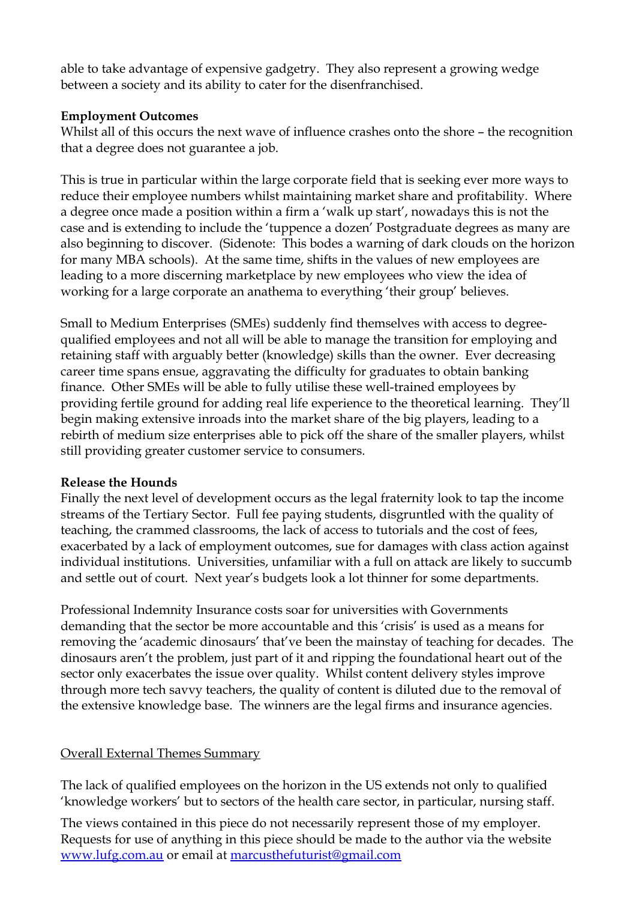able to take advantage of expensive gadgetry. They also represent a growing wedge between a society and its ability to cater for the disenfranchised.

**Employment Outcomes**

Whilst all of this occurs the next wave of influence crashes onto the shore – the recognition that a degree does not guarantee a job.

This is true in particular within the large corporate field that is seeking ever more ways to reduce their employee numbers whilst maintaining market share and profitability. Where a degree once made a position within a firm a 'walk up start', nowadays this is not the case and is extending to include the 'tuppence a dozen' Postgraduate degrees as many are also beginning to discover. (Sidenote: This bodes a warning of dark clouds on the horizon for many MBA schools). At the same time, shifts in the values of new employees are leading to a more discerning marketplace by new employees who view the idea of working for a large corporate an anathema to everything 'their group' believes.

Small to Medium Enterprises (SMEs) suddenly find themselves with access to degree-qualified employees and not all will be able to manage the transition for employing and retaining staff with arguably better (knowledge) skills than the owner. Ever decreasing career time spans ensue, aggravating the difficulty for graduates to obtain banking finance. Other SMEs will be able to fully utilise these well-trained employees by providing fertile ground for adding real life experience to the theoretical learning. They'll begin making extensive inroads into the market share of the big players, leading to a rebirth of medium size enterprises able to pick off the share of the smaller players, whilst still providing greater customer service to consumers.

**Release the Hounds**

Finally the next level of development occurs as the legal fraternity look to tap the income streams of the Tertiary Sector. Full fee paying students, disgruntled with the quality of teaching, the crammed classrooms, the lack of access to tutorials and the cost of fees, exacerbated by a lack of employment outcomes, sue for damages with class action against individual institutions. Universities, unfamiliar with a full on attack are likely to succumb and settle out of court. Next year's budgets look a lot thinner for some departments.

Professional Indemnity Insurance costs soar for universities with Governments demanding that the sector be more accountable and this 'crisis' is used as a means for removing the 'academic dinosaurs' that've been the mainstay of teaching for decades. The dinosaurs aren't the problem, just part of it and ripping the foundational heart out of the sector only exacerbates the issue over quality. Whilst content delivery styles improve through more tech savvy teachers, the quality of content is diluted due to the removal of the extensive knowledge base. The winners are the legal firms and insurance agencies.

<u>Overall External Themes Summary</u>

The lack of qualified employees on the horizon in the US extends not only to qualified 'knowledge workers' but to sectors of the health care sector, in particular, nursing staff.

The views contained in this piece do not necessarily represent those of my employer. Requests for use of anything in this piece should be made to the author via the website [www.lufg.com.au](http://www.lufg.com.au) or email at [marcusthefuturist@gmail.com](mailto:marcusthefuturist@gmail.com)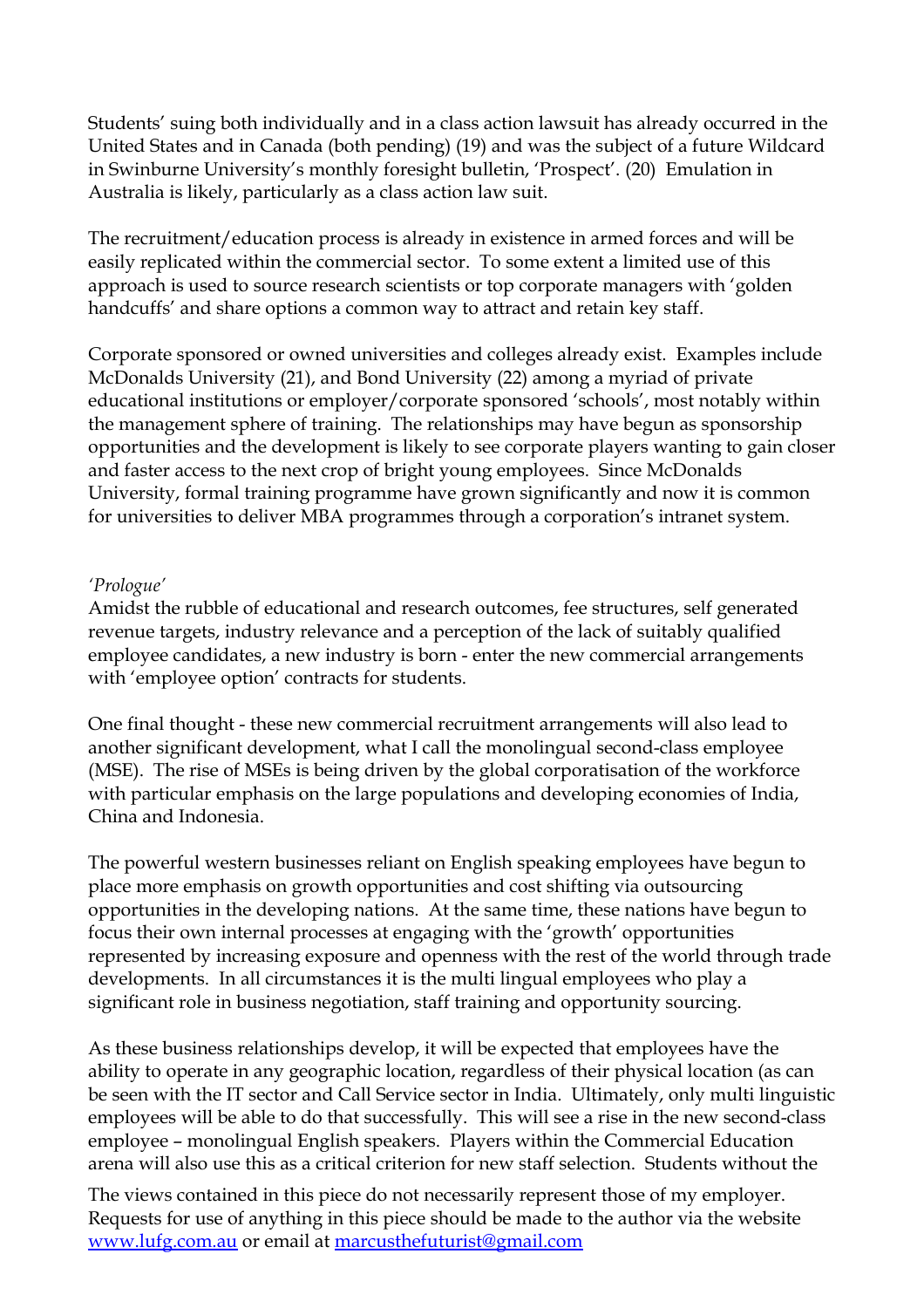Students' suing both individually and in a class action lawsuit has already occurred in the United States and in Canada (both pending) (19) and was the subject of a future Wildcard in Swinburne University's monthly foresight bulletin, 'Prospect'. (20) Emulation in Australia is likely, particularly as a class action law suit.

The recruitment/education process is already in existence in armed forces and will be easily replicated within the commercial sector. To some extent a limited use of this approach is used to source research scientists or top corporate managers with 'golden handcuffs' and share options a common way to attract and retain key staff.

Corporate sponsored or owned universities and colleges already exist. Examples include McDonalds University (21), and Bond University (22) among a myriad of private educational institutions or employer/corporate sponsored 'schools', most notably within the management sphere of training. The relationships may have begun as sponsorship opportunities and the development is likely to see corporate players wanting to gain closer and faster access to the next crop of bright young employees. Since McDonalds University, formal training programme have grown significantly and now it is common for universities to deliver MBA programmes through a corporation's intranet system.

*'Prologue'*

Amidst the rubble of educational and research outcomes, fee structures, self generated revenue targets, industry relevance and a perception of the lack of suitably qualified employee candidates, a new industry is born - enter the new commercial arrangements with 'employee option' contracts for students.

One final thought - these new commercial recruitment arrangements will also lead to another significant development, what I call the monolingual second-class employee (MSE). The rise of MSEs is being driven by the global corporatisation of the workforce with particular emphasis on the large populations and developing economies of India, China and Indonesia.

The powerful western businesses reliant on English speaking employees have begun to place more emphasis on growth opportunities and cost shifting via outsourcing opportunities in the developing nations. At the same time, these nations have begun to focus their own internal processes at engaging with the 'growth' opportunities represented by increasing exposure and openness with the rest of the world through trade developments. In all circumstances it is the multi lingual employees who play a significant role in business negotiation, staff training and opportunity sourcing.

As these business relationships develop, it will be expected that employees have the ability to operate in any geographic location, regardless of their physical location (as can be seen with the IT sector and Call Service sector in India. Ultimately, only multi linguistic employees will be able to do that successfully. This will see a rise in the new second-class employee – monolingual English speakers. Players within the Commercial Education arena will also use this as a critical criterion for new staff selection. Students without the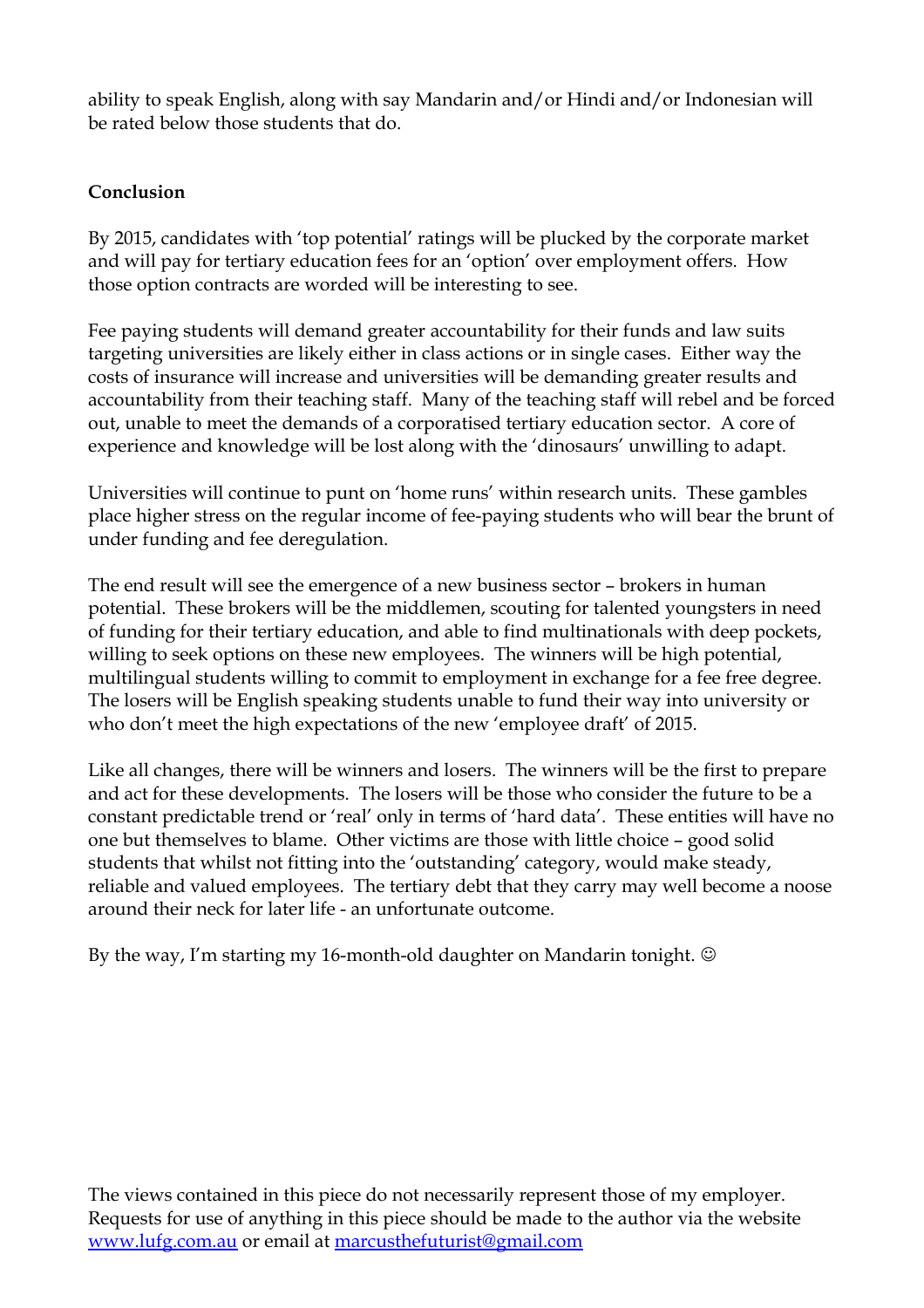ability to speak English, along with say Mandarin and/or Hindi and/or Indonesian will be rated below those students that do.

**Conclusion**

By 2015, candidates with 'top potential' ratings will be plucked by the corporate market and will pay for tertiary education fees for an 'option' over employment offers. How those option contracts are worded will be interesting to see.

Fee paying students will demand greater accountability for their funds and law suits targeting universities are likely either in class actions or in single cases. Either way the costs of insurance will increase and universities will be demanding greater results and accountability from their teaching staff. Many of the teaching staff will rebel and be forced out, unable to meet the demands of a corporatised tertiary education sector. A core of experience and knowledge will be lost along with the 'dinosaurs' unwilling to adapt.

Universities will continue to punt on 'home runs' within research units. These gambles place higher stress on the regular income of fee-paying students who will bear the brunt of under funding and fee deregulation.

The end result will see the emergence of a new business sector – brokers in human potential. These brokers will be the middlemen, scouting for talented youngsters in need of funding for their tertiary education, and able to find multinationals with deep pockets, willing to seek options on these new employees. The winners will be high potential, multilingual students willing to commit to employment in exchange for a fee free degree. The losers will be English speaking students unable to fund their way into university or who don't meet the high expectations of the new 'employee draft' of 2015.

Like all changes, there will be winners and losers. The winners will be the first to prepare and act for these developments. The losers will be those who consider the future to be a constant predictable trend or 'real' only in terms of 'hard data'. These entities will have no one but themselves to blame. Other victims are those with little choice – good solid students that whilst not fitting into the 'outstanding' category, would make steady, reliable and valued employees. The tertiary debt that they carry may well become a noose around their neck for later life - an unfortunate outcome.

By the way, I'm starting my 16-month-old daughter on Mandarin tonight. ☺

The views contained in this piece do not necessarily represent those of my employer. Requests for use of anything in this piece should be made to the author via the website [www.lufg.com.au](http://www.lufg.com.au) or email at [marcusthefuturist@gmail.com](mailto:marcusthefuturist@gmail.com)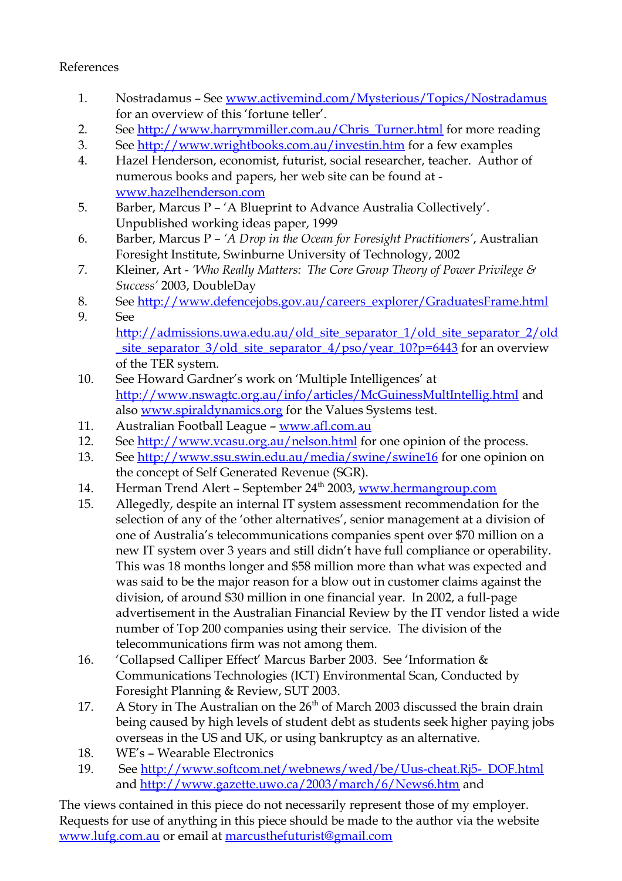References

1. Nostradamus – See www.activemind.com/Mysterious/Topics/Nostradamus for an overview of this 'fortune teller'.
2. See http://www.harrymmiller.com.au/Chris_Turner.html for more reading
3. See http://www.wrightbooks.com.au/investin.htm for a few examples
4. Hazel Henderson, economist, futurist, social researcher, teacher. Author of numerous books and papers, her web site can be found at - www.hazelhenderson.com
5. Barber, Marcus P – 'A Blueprint to Advance Australia Collectively'. Unpublished working ideas paper, 1999
6. Barber, Marcus P – *'A Drop in the Ocean for Foresight Practitioners'*, Australian Foresight Institute, Swinburne University of Technology, 2002
7. Kleiner, Art - *'Who Really Matters: The Core Group Theory of Power Privilege & Success'* 2003, DoubleDay
8. See http://www.defencejobs.gov.au/careers_explorer/GraduatesFrame.html
9. See http://admissions.uwa.edu.au/old_site_separator_1/old_site_separator_2/old_site_separator_3/old_site_separator_4/pso/year_10?p=6443 for an overview of the TER system.
10. See Howard Gardner's work on 'Multiple Intelligences' at http://www.nswagtc.org.au/info/articles/McGuinessMultIntellig.html and also www.spiraldynamics.org for the Values Systems test.
11. Australian Football League – www.afl.com.au
12. See http://www.vcasu.org.au/nelson.html for one opinion of the process.
13. See http://www.ssu.swin.edu.au/media/swine/swine16 for one opinion on the concept of Self Generated Revenue (SGR).
14. Herman Trend Alert – September 24th 2003, www.hermangroup.com
15. Allegedly, despite an internal IT system assessment recommendation for the selection of any of the 'other alternatives', senior management at a division of one of Australia's telecommunications companies spent over $70 million on a new IT system over 3 years and still didn't have full compliance or operability. This was 18 months longer and $58 million more than what was expected and was said to be the major reason for a blow out in customer claims against the division, of around $30 million in one financial year. In 2002, a full-page advertisement in the Australian Financial Review by the IT vendor listed a wide number of Top 200 companies using their service. The division of the telecommunications firm was not among them.
16. 'Collapsed Calliper Effect' Marcus Barber 2003. See 'Information & Communications Technologies (ICT) Environmental Scan, Conducted by Foresight Planning & Review, SUT 2003.
17. A Story in The Australian on the 26th of March 2003 discussed the brain drain being caused by high levels of student debt as students seek higher paying jobs overseas in the US and UK, or using bankruptcy as an alternative.
18. WE's – Wearable Electronics
19. See http://www.softcom.net/webnews/wed/be/Uus-cheat.Rj5-_DOF.html and http://www.gazette.uwo.ca/2003/march/6/News6.htm and

The views contained in this piece do not necessarily represent those of my employer. Requests for use of anything in this piece should be made to the author via the website www.lufg.com.au or email at marcusthefuturist@gmail.com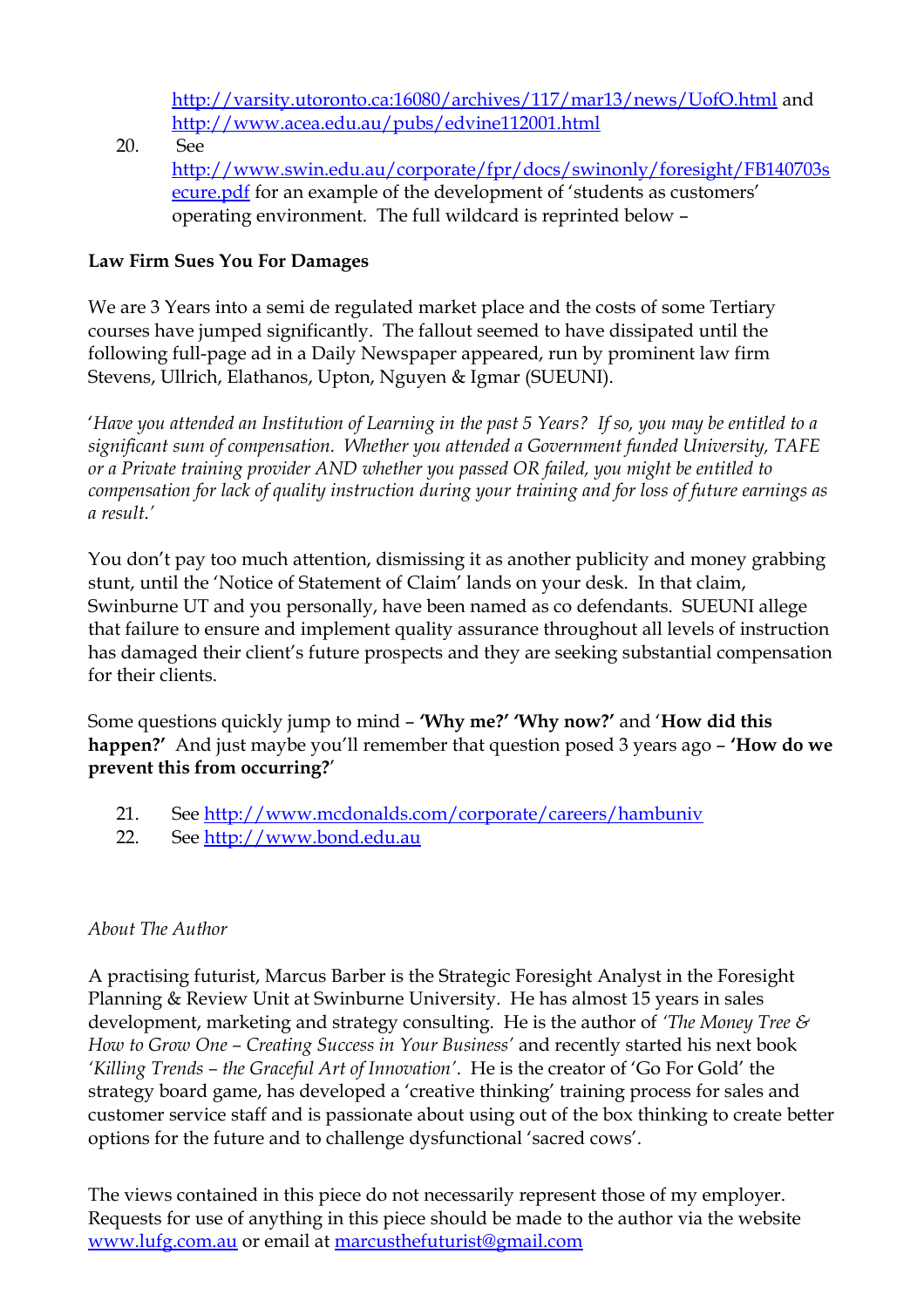http://varsity.utoronto.ca:16080/archives/117/mar13/news/UofO.html and http://www.acea.edu.au/pubs/edvine112001.html

20. See http://www.swin.edu.au/corporate/fpr/docs/swinonly/foresight/FB140703secure.pdf for an example of the development of 'students as customers' operating environment. The full wildcard is reprinted below –

**Law Firm Sues You For Damages**

We are 3 Years into a semi de regulated market place and the costs of some Tertiary courses have jumped significantly. The fallout seemed to have dissipated until the following full-page ad in a Daily Newspaper appeared, run by prominent law firm Stevens, Ullrich, Elathanos, Upton, Nguyen & Igmar (SUEUNI).

'*Have you attended an Institution of Learning in the past 5 Years? If so, you may be entitled to a significant sum of compensation. Whether you attended a Government funded University, TAFE or a Private training provider AND whether you passed OR failed, you might be entitled to compensation for lack of quality instruction during your training and for loss of future earnings as a result.'*

You don't pay too much attention, dismissing it as another publicity and money grabbing stunt, until the 'Notice of Statement of Claim' lands on your desk. In that claim, Swinburne UT and you personally, have been named as co defendants. SUEUNI allege that failure to ensure and implement quality assurance throughout all levels of instruction has damaged their client's future prospects and they are seeking substantial compensation for their clients.

Some questions quickly jump to mind – **'Why me?' 'Why now?'** and '**How did this happen?'** And just maybe you'll remember that question posed 3 years ago – **'How do we prevent this from occurring?**'

21. See http://www.mcdonalds.com/corporate/careers/hambuniv
22. See http://www.bond.edu.au

*About The Author*

A practising futurist, Marcus Barber is the Strategic Foresight Analyst in the Foresight Planning & Review Unit at Swinburne University. He has almost 15 years in sales development, marketing and strategy consulting. He is the author of *'The Money Tree & How to Grow One – Creating Success in Your Business'* and recently started his next book *'Killing Trends – the Graceful Art of Innovation'*. He is the creator of 'Go For Gold' the strategy board game, has developed a 'creative thinking' training process for sales and customer service staff and is passionate about using out of the box thinking to create better options for the future and to challenge dysfunctional 'sacred cows'.

The views contained in this piece do not necessarily represent those of my employer. Requests for use of anything in this piece should be made to the author via the website www.lufg.com.au or email at marcusthefuturist@gmail.com